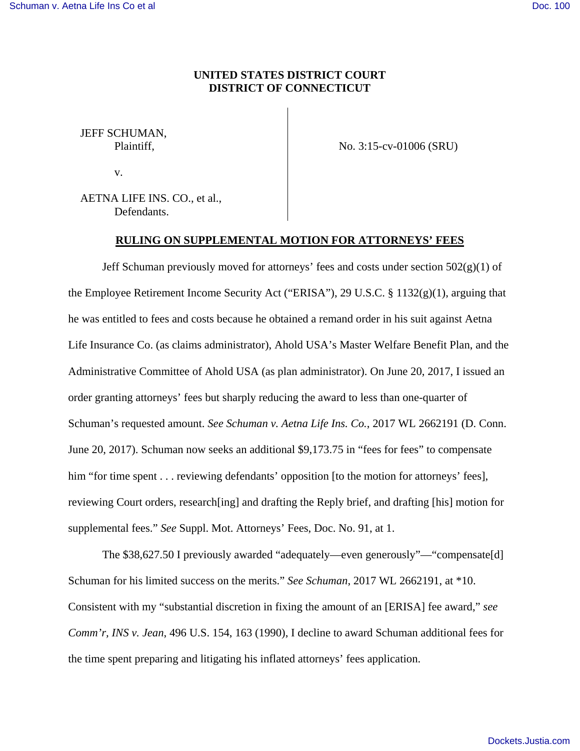**UNITED STATES DISTRICT COURT**
**DISTRICT OF CONNECTICUT**

| | |
|---|---|
| JEFF SCHUMAN, Plaintiff, | No. 3:15-cv-01006 (SRU) |
| v. | |
| AETNA LIFE INS. CO., et al., Defendants. | |

**RULING ON SUPPLEMENTAL MOTION FOR ATTORNEYS' FEES**

Jeff Schuman previously moved for attorneys' fees and costs under section 502(g)(1) of the Employee Retirement Income Security Act ("ERISA"), 29 U.S.C. § 1132(g)(1), arguing that he was entitled to fees and costs because he obtained a remand order in his suit against Aetna Life Insurance Co. (as claims administrator), Ahold USA's Master Welfare Benefit Plan, and the Administrative Committee of Ahold USA (as plan administrator). On June 20, 2017, I issued an order granting attorneys' fees but sharply reducing the award to less than one-quarter of Schuman's requested amount. *See Schuman v. Aetna Life Ins. Co.*, 2017 WL 2662191 (D. Conn. June 20, 2017). Schuman now seeks an additional $9,173.75 in "fees for fees" to compensate him "for time spent . . . reviewing defendants' opposition [to the motion for attorneys' fees], reviewing Court orders, research[ing] and drafting the Reply brief, and drafting [his] motion for supplemental fees." *See* Suppl. Mot. Attorneys' Fees, Doc. No. 91, at 1.

The $38,627.50 I previously awarded "adequately—even generously"—"compensate[d] Schuman for his limited success on the merits." *See Schuman*, 2017 WL 2662191, at *10. Consistent with my "substantial discretion in fixing the amount of an [ERISA] fee award," *see Comm'r, INS v. Jean*, 496 U.S. 154, 163 (1990), I decline to award Schuman additional fees for the time spent preparing and litigating his inflated attorneys' fees application.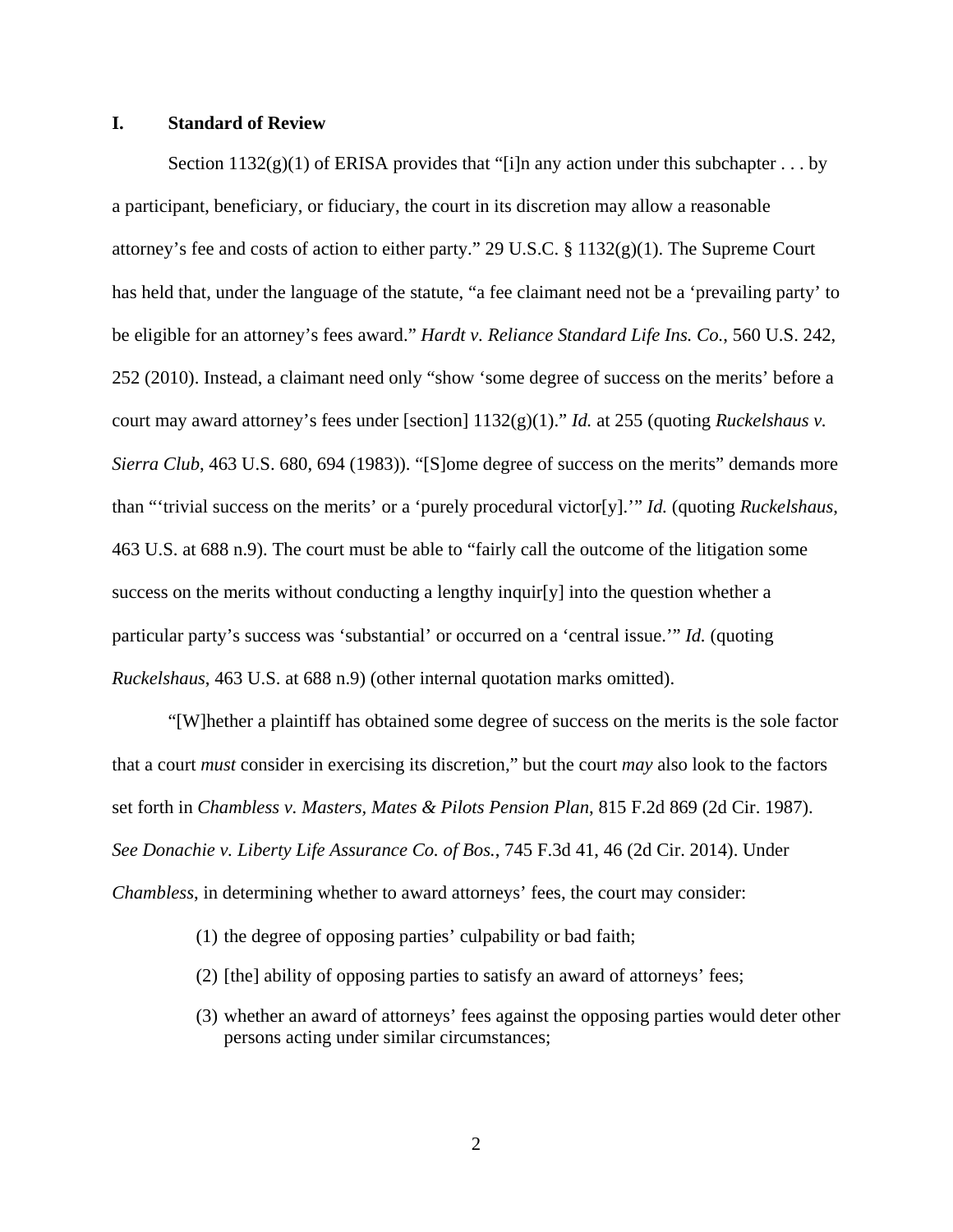## I. Standard of Review

Section 1132(g)(1) of ERISA provides that "[i]n any action under this subchapter . . . by a participant, beneficiary, or fiduciary, the court in its discretion may allow a reasonable attorney's fee and costs of action to either party." 29 U.S.C. § 1132(g)(1). The Supreme Court has held that, under the language of the statute, "a fee claimant need not be a 'prevailing party' to be eligible for an attorney's fees award." *Hardt v. Reliance Standard Life Ins. Co.*, 560 U.S. 242, 252 (2010). Instead, a claimant need only "show 'some degree of success on the merits' before a court may award attorney's fees under [section] 1132(g)(1)." *Id.* at 255 (quoting *Ruckelshaus v. Sierra Club*, 463 U.S. 680, 694 (1983)). "[S]ome degree of success on the merits" demands more than "'trivial success on the merits' or a 'purely procedural victor[y].'" *Id.* (quoting *Ruckelshaus*, 463 U.S. at 688 n.9). The court must be able to "fairly call the outcome of the litigation some success on the merits without conducting a lengthy inquir[y] into the question whether a particular party's success was 'substantial' or occurred on a 'central issue.'" *Id.* (quoting *Ruckelshaus*, 463 U.S. at 688 n.9) (other internal quotation marks omitted).

"[W]hether a plaintiff has obtained some degree of success on the merits is the sole factor that a court *must* consider in exercising its discretion," but the court *may* also look to the factors set forth in *Chambless v. Masters, Mates & Pilots Pension Plan*, 815 F.2d 869 (2d Cir. 1987). *See Donachie v. Liberty Life Assurance Co. of Bos.*, 745 F.3d 41, 46 (2d Cir. 2014). Under *Chambless*, in determining whether to award attorneys' fees, the court may consider:

> (1) the degree of opposing parties' culpability or bad faith;
>
> (2) [the] ability of opposing parties to satisfy an award of attorneys' fees;
>
> (3) whether an award of attorneys' fees against the opposing parties would deter other persons acting under similar circumstances;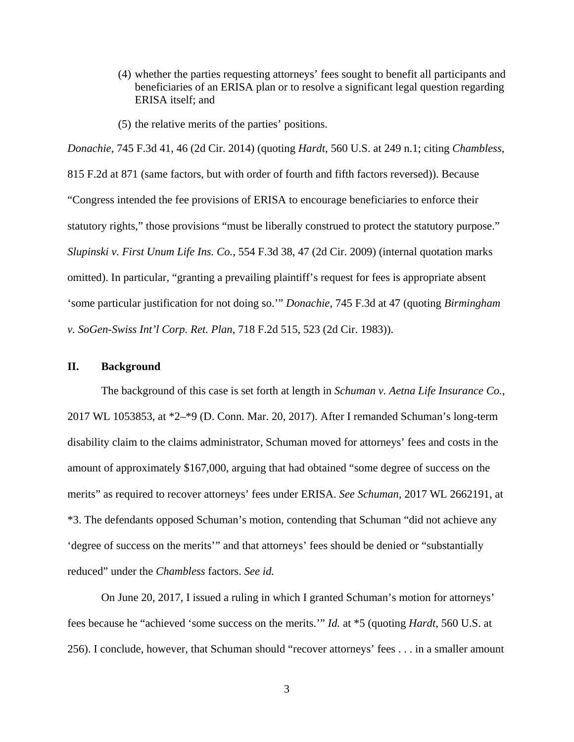(4) whether the parties requesting attorneys' fees sought to benefit all participants and beneficiaries of an ERISA plan or to resolve a significant legal question regarding ERISA itself; and

(5) the relative merits of the parties' positions.

*Donachie*, 745 F.3d 41, 46 (2d Cir. 2014) (quoting *Hardt*, 560 U.S. at 249 n.1; citing *Chambless*, 815 F.2d at 871 (same factors, but with order of fourth and fifth factors reversed)). Because "Congress intended the fee provisions of ERISA to encourage beneficiaries to enforce their statutory rights," those provisions "must be liberally construed to protect the statutory purpose." *Slupinski v. First Unum Life Ins. Co.*, 554 F.3d 38, 47 (2d Cir. 2009) (internal quotation marks omitted). In particular, "granting a prevailing plaintiff's request for fees is appropriate absent 'some particular justification for not doing so.'" *Donachie*, 745 F.3d at 47 (quoting *Birmingham v. SoGen-Swiss Int'l Corp. Ret. Plan*, 718 F.2d 515, 523 (2d Cir. 1983)).

## II. Background

The background of this case is set forth at length in *Schuman v. Aetna Life Insurance Co.*, 2017 WL 1053853, at *2–*9 (D. Conn. Mar. 20, 2017). After I remanded Schuman's long-term disability claim to the claims administrator, Schuman moved for attorneys' fees and costs in the amount of approximately $167,000, arguing that had obtained "some degree of success on the merits" as required to recover attorneys' fees under ERISA. *See Schuman*, 2017 WL 2662191, at *3. The defendants opposed Schuman's motion, contending that Schuman "did not achieve any 'degree of success on the merits'" and that attorneys' fees should be denied or "substantially reduced" under the *Chambless* factors. *See id.*

On June 20, 2017, I issued a ruling in which I granted Schuman's motion for attorneys' fees because he "achieved 'some success on the merits.'" *Id.* at *5 (quoting *Hardt*, 560 U.S. at 256). I conclude, however, that Schuman should "recover attorneys' fees . . . in a smaller amount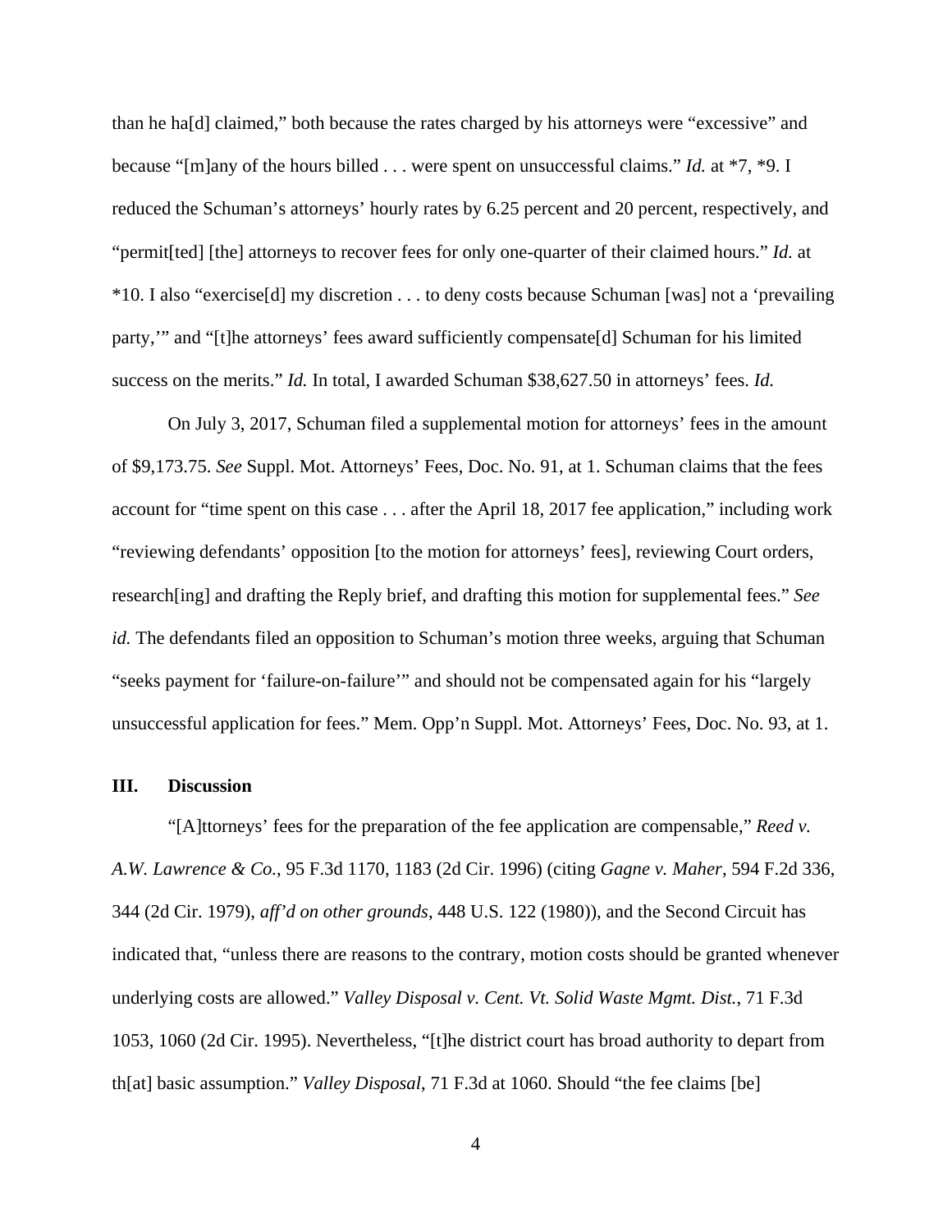than he ha[d] claimed," both because the rates charged by his attorneys were "excessive" and because "[m]any of the hours billed . . . were spent on unsuccessful claims." *Id.* at *7, *9. I reduced the Schuman's attorneys' hourly rates by 6.25 percent and 20 percent, respectively, and "permit[ted] [the] attorneys to recover fees for only one-quarter of their claimed hours." *Id.* at *10. I also "exercise[d] my discretion . . . to deny costs because Schuman [was] not a 'prevailing party,'" and "[t]he attorneys' fees award sufficiently compensate[d] Schuman for his limited success on the merits." *Id.* In total, I awarded Schuman $38,627.50 in attorneys' fees. *Id.*

On July 3, 2017, Schuman filed a supplemental motion for attorneys' fees in the amount of $9,173.75. *See* Suppl. Mot. Attorneys' Fees, Doc. No. 91, at 1. Schuman claims that the fees account for "time spent on this case . . . after the April 18, 2017 fee application," including work "reviewing defendants' opposition [to the motion for attorneys' fees], reviewing Court orders, research[ing] and drafting the Reply brief, and drafting this motion for supplemental fees." *See id.* The defendants filed an opposition to Schuman's motion three weeks, arguing that Schuman "seeks payment for 'failure-on-failure'" and should not be compensated again for his "largely unsuccessful application for fees." Mem. Opp'n Suppl. Mot. Attorneys' Fees, Doc. No. 93, at 1.

## III. Discussion

"[A]ttorneys' fees for the preparation of the fee application are compensable," *Reed v. A.W. Lawrence & Co.*, 95 F.3d 1170, 1183 (2d Cir. 1996) (citing *Gagne v. Maher*, 594 F.2d 336, 344 (2d Cir. 1979), *aff'd on other grounds*, 448 U.S. 122 (1980)), and the Second Circuit has indicated that, "unless there are reasons to the contrary, motion costs should be granted whenever underlying costs are allowed." *Valley Disposal v. Cent. Vt. Solid Waste Mgmt. Dist.*, 71 F.3d 1053, 1060 (2d Cir. 1995). Nevertheless, "[t]he district court has broad authority to depart from th[at] basic assumption." *Valley Disposal*, 71 F.3d at 1060. Should "the fee claims [be]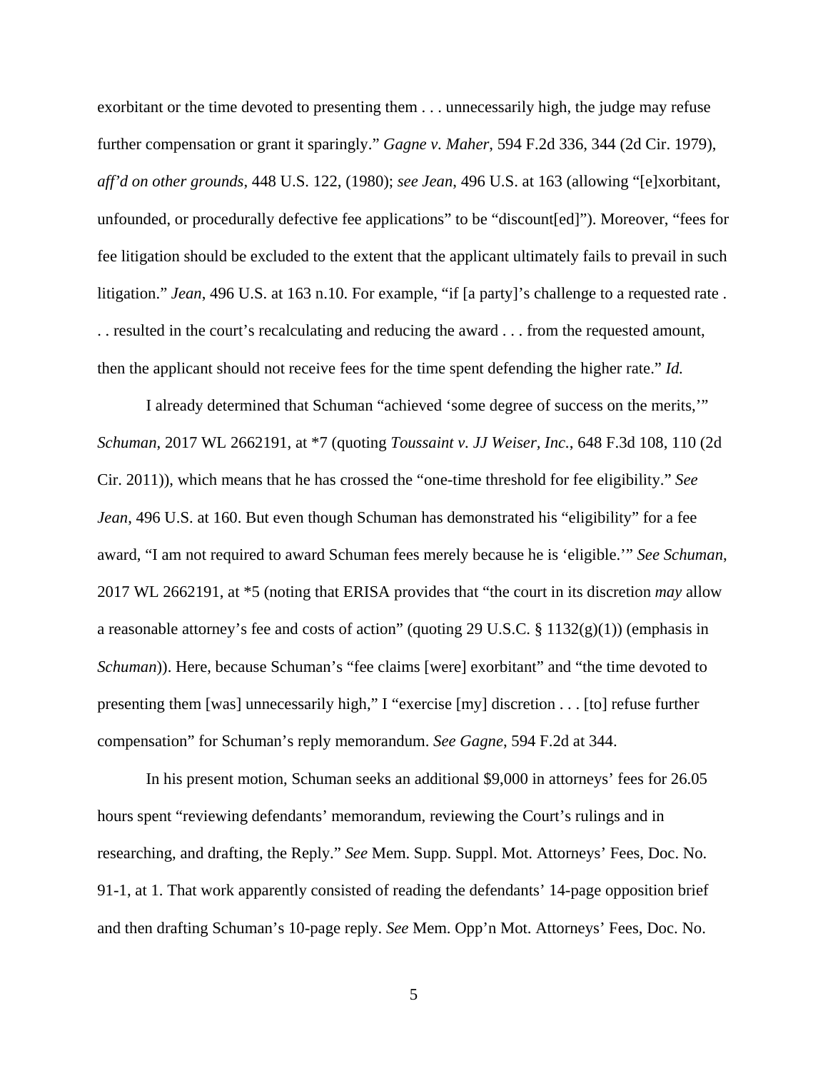exorbitant or the time devoted to presenting them . . . unnecessarily high, the judge may refuse further compensation or grant it sparingly." *Gagne v. Maher*, 594 F.2d 336, 344 (2d Cir. 1979), *aff'd on other grounds*, 448 U.S. 122, (1980); *see Jean*, 496 U.S. at 163 (allowing "[e]xorbitant, unfounded, or procedurally defective fee applications" to be "discount[ed]"). Moreover, "fees for fee litigation should be excluded to the extent that the applicant ultimately fails to prevail in such litigation." *Jean*, 496 U.S. at 163 n.10. For example, "if [a party]'s challenge to a requested rate . . . resulted in the court's recalculating and reducing the award . . . from the requested amount, then the applicant should not receive fees for the time spent defending the higher rate." *Id.*

I already determined that Schuman "achieved 'some degree of success on the merits,'" *Schuman*, 2017 WL 2662191, at *7 (quoting *Toussaint v. JJ Weiser, Inc.*, 648 F.3d 108, 110 (2d Cir. 2011)), which means that he has crossed the "one-time threshold for fee eligibility." *See Jean*, 496 U.S. at 160. But even though Schuman has demonstrated his "eligibility" for a fee award, "I am not required to award Schuman fees merely because he is 'eligible.'" *See Schuman*, 2017 WL 2662191, at *5 (noting that ERISA provides that "the court in its discretion *may* allow a reasonable attorney's fee and costs of action" (quoting 29 U.S.C. § 1132(g)(1)) (emphasis in *Schuman*)). Here, because Schuman's "fee claims [were] exorbitant" and "the time devoted to presenting them [was] unnecessarily high," I "exercise [my] discretion . . . [to] refuse further compensation" for Schuman's reply memorandum. *See Gagne*, 594 F.2d at 344.

In his present motion, Schuman seeks an additional $9,000 in attorneys' fees for 26.05 hours spent "reviewing defendants' memorandum, reviewing the Court's rulings and in researching, and drafting, the Reply." *See* Mem. Supp. Suppl. Mot. Attorneys' Fees, Doc. No. 91-1, at 1. That work apparently consisted of reading the defendants' 14-page opposition brief and then drafting Schuman's 10-page reply. *See* Mem. Opp'n Mot. Attorneys' Fees, Doc. No.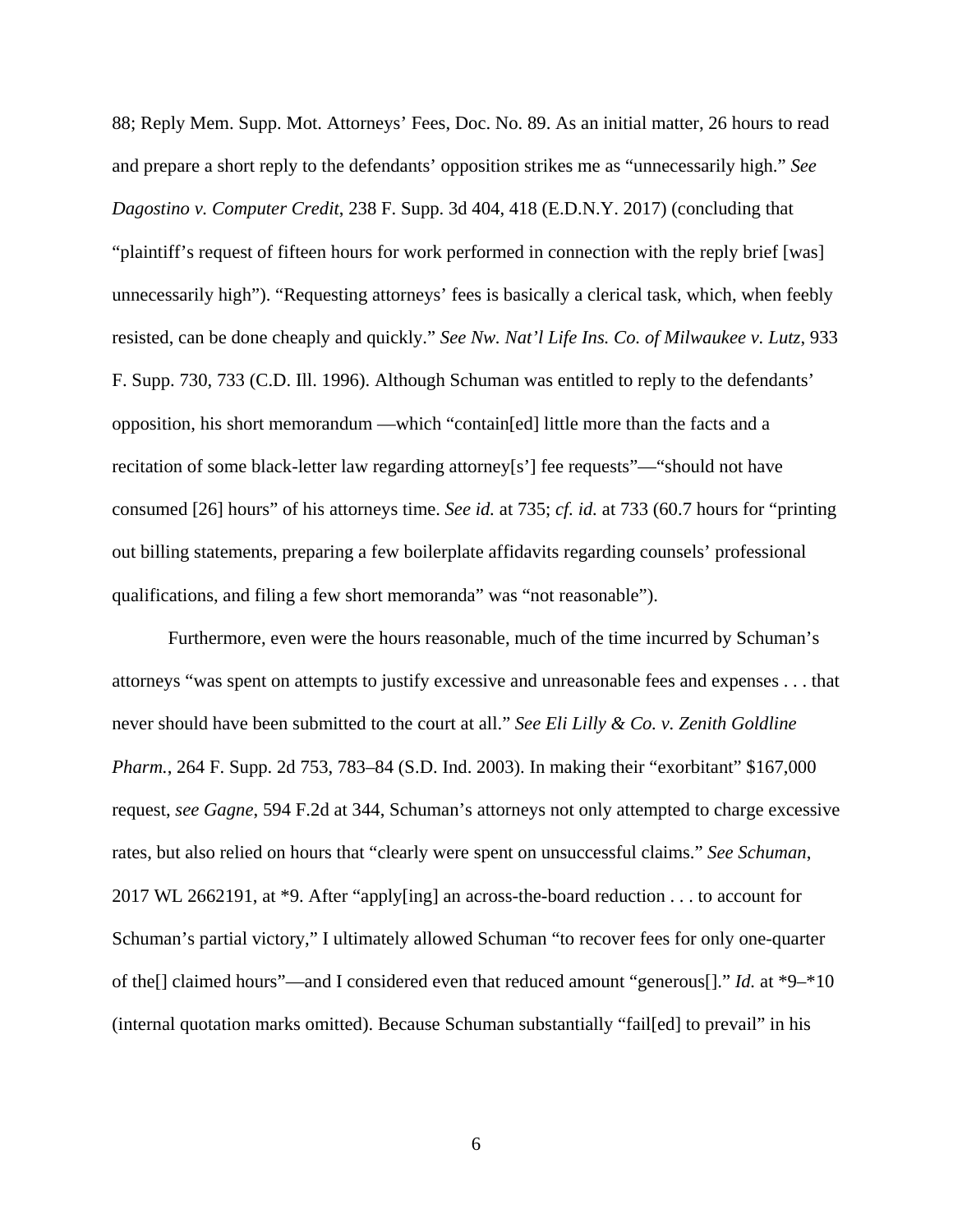88; Reply Mem. Supp. Mot. Attorneys' Fees, Doc. No. 89. As an initial matter, 26 hours to read and prepare a short reply to the defendants' opposition strikes me as "unnecessarily high." *See Dagostino v. Computer Credit*, 238 F. Supp. 3d 404, 418 (E.D.N.Y. 2017) (concluding that "plaintiff's request of fifteen hours for work performed in connection with the reply brief [was] unnecessarily high"). "Requesting attorneys' fees is basically a clerical task, which, when feebly resisted, can be done cheaply and quickly." *See Nw. Nat'l Life Ins. Co. of Milwaukee v. Lutz*, 933 F. Supp. 730, 733 (C.D. Ill. 1996). Although Schuman was entitled to reply to the defendants' opposition, his short memorandum —which "contain[ed] little more than the facts and a recitation of some black-letter law regarding attorney[s'] fee requests"—"should not have consumed [26] hours" of his attorneys time. *See id.* at 735; *cf. id.* at 733 (60.7 hours for "printing out billing statements, preparing a few boilerplate affidavits regarding counsels' professional qualifications, and filing a few short memoranda" was "not reasonable").

Furthermore, even were the hours reasonable, much of the time incurred by Schuman's attorneys "was spent on attempts to justify excessive and unreasonable fees and expenses . . . that never should have been submitted to the court at all." *See Eli Lilly & Co. v. Zenith Goldline Pharm.*, 264 F. Supp. 2d 753, 783–84 (S.D. Ind. 2003). In making their "exorbitant" $167,000 request, *see Gagne*, 594 F.2d at 344, Schuman's attorneys not only attempted to charge excessive rates, but also relied on hours that "clearly were spent on unsuccessful claims." *See Schuman*, 2017 WL 2662191, at *9. After "apply[ing] an across-the-board reduction . . . to account for Schuman's partial victory," I ultimately allowed Schuman "to recover fees for only one-quarter of the[] claimed hours"—and I considered even that reduced amount "generous[]." *Id.* at *9–*10 (internal quotation marks omitted). Because Schuman substantially "fail[ed] to prevail" in his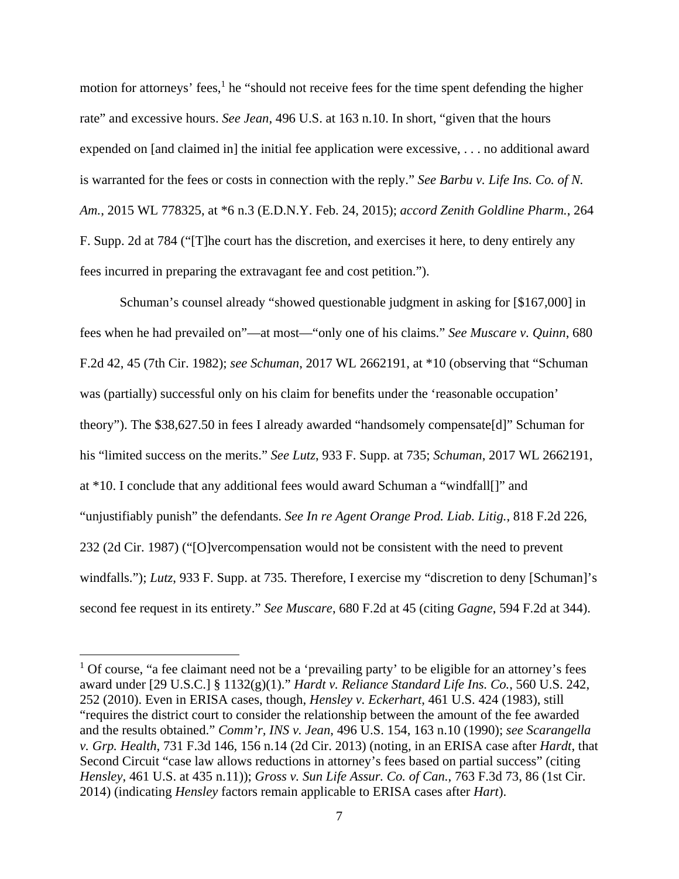motion for attorneys' fees,[1] he "should not receive fees for the time spent defending the higher rate" and excessive hours. *See Jean*, 496 U.S. at 163 n.10. In short, "given that the hours expended on [and claimed in] the initial fee application were excessive, . . . no additional award is warranted for the fees or costs in connection with the reply." *See Barbu v. Life Ins. Co. of N. Am.*, 2015 WL 778325, at *6 n.3 (E.D.N.Y. Feb. 24, 2015); *accord Zenith Goldline Pharm.*, 264 F. Supp. 2d at 784 ("[T]he court has the discretion, and exercises it here, to deny entirely any fees incurred in preparing the extravagant fee and cost petition.").

Schuman's counsel already "showed questionable judgment in asking for [$167,000] in fees when he had prevailed on"—at most—"only one of his claims." *See Muscare v. Quinn*, 680 F.2d 42, 45 (7th Cir. 1982); *see Schuman*, 2017 WL 2662191, at *10 (observing that "Schuman was (partially) successful only on his claim for benefits under the 'reasonable occupation' theory"). The $38,627.50 in fees I already awarded "handsomely compensate[d]" Schuman for his "limited success on the merits." *See Lutz*, 933 F. Supp. at 735; *Schuman*, 2017 WL 2662191, at *10. I conclude that any additional fees would award Schuman a "windfall[]" and "unjustifiably punish" the defendants. *See In re Agent Orange Prod. Liab. Litig.*, 818 F.2d 226, 232 (2d Cir. 1987) ("[O]vercompensation would not be consistent with the need to prevent windfalls."); *Lutz*, 933 F. Supp. at 735. Therefore, I exercise my "discretion to deny [Schuman]'s second fee request in its entirety." *See Muscare*, 680 F.2d at 45 (citing *Gagne*, 594 F.2d at 344).

---

[1] Of course, "a fee claimant need not be a 'prevailing party' to be eligible for an attorney's fees award under [29 U.S.C.] § 1132(g)(1)." *Hardt v. Reliance Standard Life Ins. Co.*, 560 U.S. 242, 252 (2010). Even in ERISA cases, though, *Hensley v. Eckerhart*, 461 U.S. 424 (1983), still "requires the district court to consider the relationship between the amount of the fee awarded and the results obtained." *Comm'r, INS v. Jean*, 496 U.S. 154, 163 n.10 (1990); *see Scarangella v. Grp. Health*, 731 F.3d 146, 156 n.14 (2d Cir. 2013) (noting, in an ERISA case after *Hardt*, that Second Circuit "case law allows reductions in attorney's fees based on partial success" (citing *Hensley*, 461 U.S. at 435 n.11)); *Gross v. Sun Life Assur. Co. of Can.*, 763 F.3d 73, 86 (1st Cir. 2014) (indicating *Hensley* factors remain applicable to ERISA cases after *Hart*).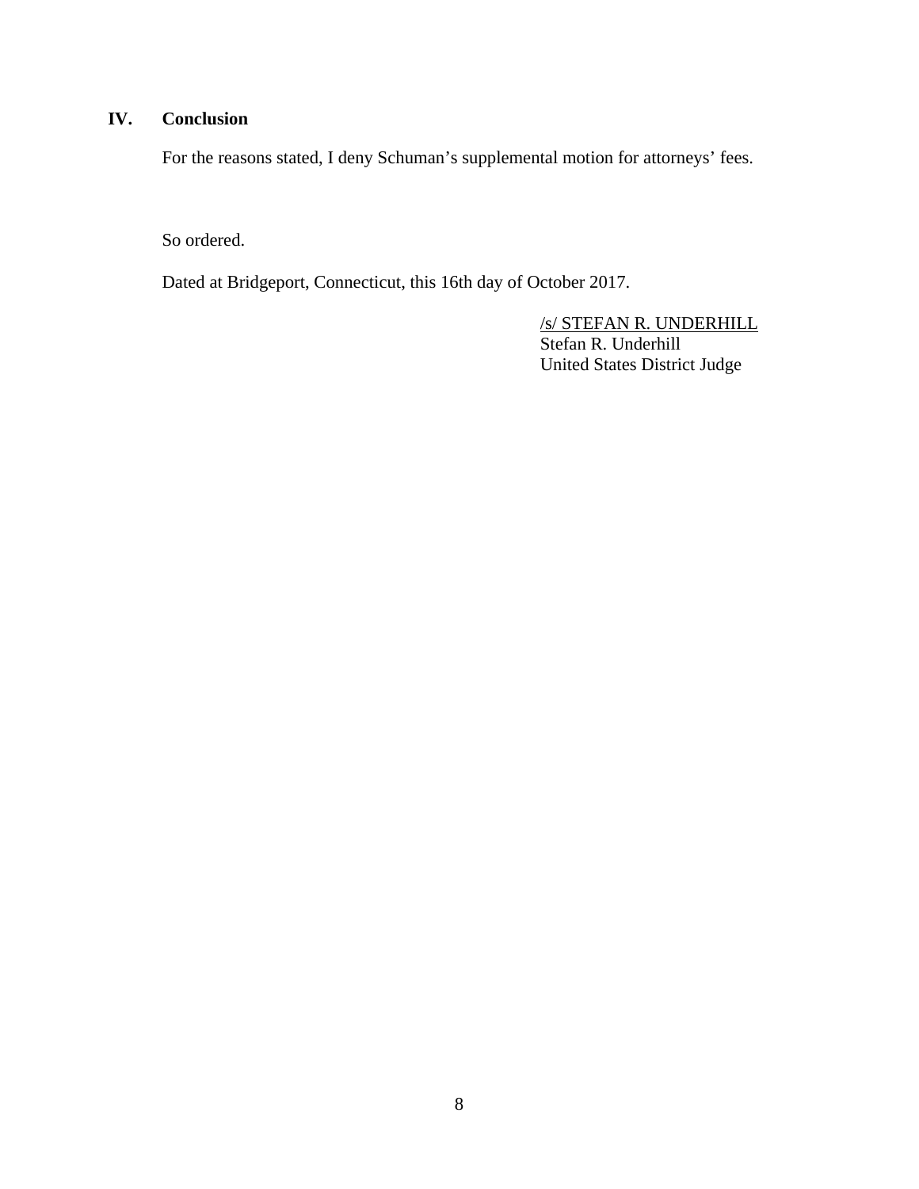## IV. Conclusion

For the reasons stated, I deny Schuman's supplemental motion for attorneys' fees.

So ordered.

Dated at Bridgeport, Connecticut, this 16th day of October 2017.

/s/ STEFAN R. UNDERHILL
Stefan R. Underhill
United States District Judge